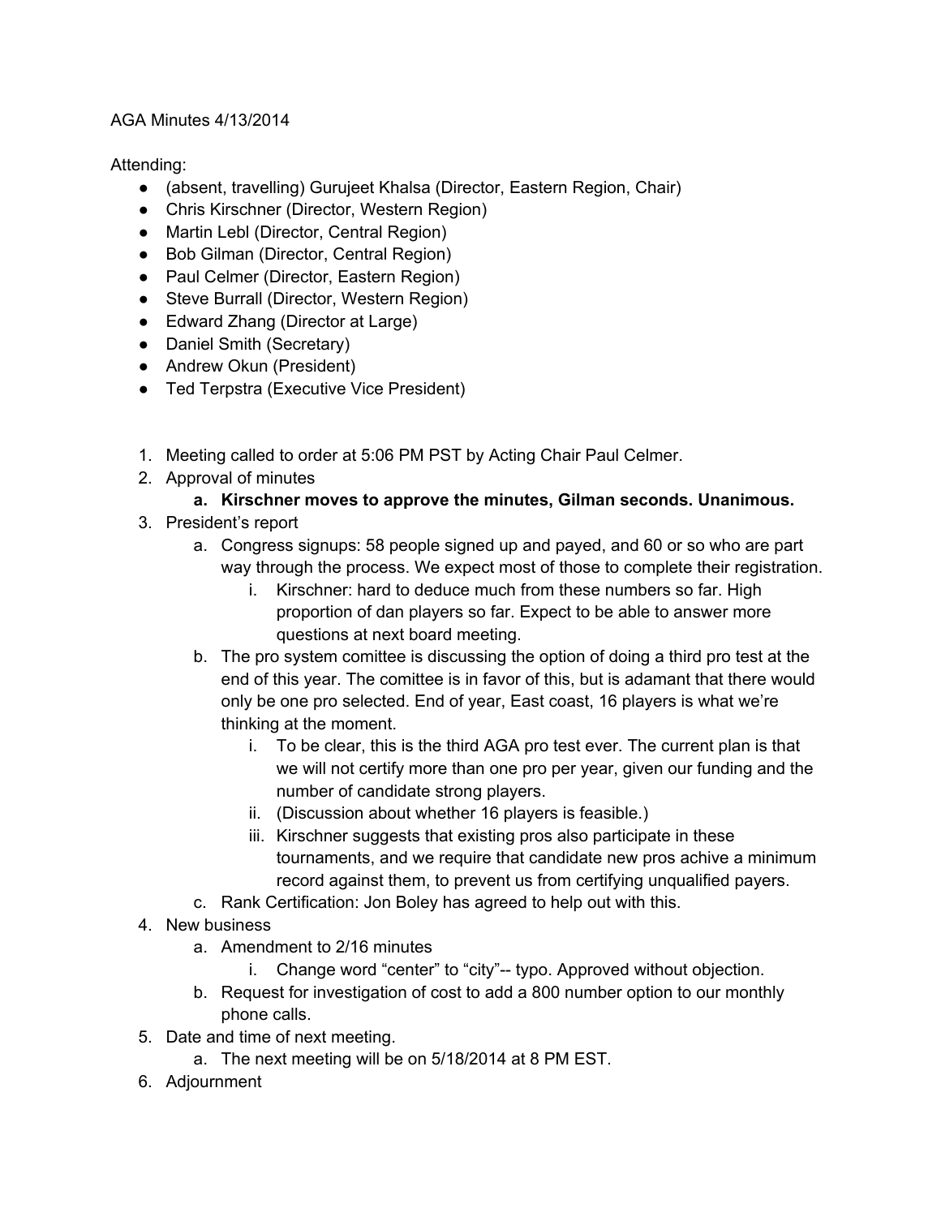AGA Minutes 4/13/2014

Attending:

- (absent, travelling) Gurujeet Khalsa (Director, Eastern Region, Chair)
- Chris Kirschner (Director, Western Region)
- Martin Lebl (Director, Central Region)
- Bob Gilman (Director, Central Region)
- Paul Celmer (Director, Eastern Region)
- Steve Burrall (Director, Western Region)
- Edward Zhang (Director at Large)
- Daniel Smith (Secretary)
- Andrew Okun (President)
- Ted Terpstra (Executive Vice President)

1. Meeting called to order at 5:06 PM PST by Acting Chair Paul Celmer.
2. Approval of minutes
    a. **Kirschner moves to approve the minutes, Gilman seconds. Unanimous.**
3. President's report
    a. Congress signups: 58 people signed up and payed, and 60 or so who are part way through the process. We expect most of those to complete their registration.
        i. Kirschner: hard to deduce much from these numbers so far. High proportion of dan players so far. Expect to be able to answer more questions at next board meeting.
    b. The pro system comittee is discussing the option of doing a third pro test at the end of this year. The comittee is in favor of this, but is adamant that there would only be one pro selected. End of year, East coast, 16 players is what we're thinking at the moment.
        i. To be clear, this is the third AGA pro test ever. The current plan is that we will not certify more than one pro per year, given our funding and the number of candidate strong players.
        ii. (Discussion about whether 16 players is feasible.)
        iii. Kirschner suggests that existing pros also participate in these tournaments, and we require that candidate new pros achive a minimum record against them, to prevent us from certifying unqualified payers.
    c. Rank Certification: Jon Boley has agreed to help out with this.
4. New business
    a. Amendment to 2/16 minutes
        i. Change word "center" to "city"-- typo. Approved without objection.
    b. Request for investigation of cost to add a 800 number option to our monthly phone calls.
5. Date and time of next meeting.
    a. The next meeting will be on 5/18/2014 at 8 PM EST.
6. Adjournment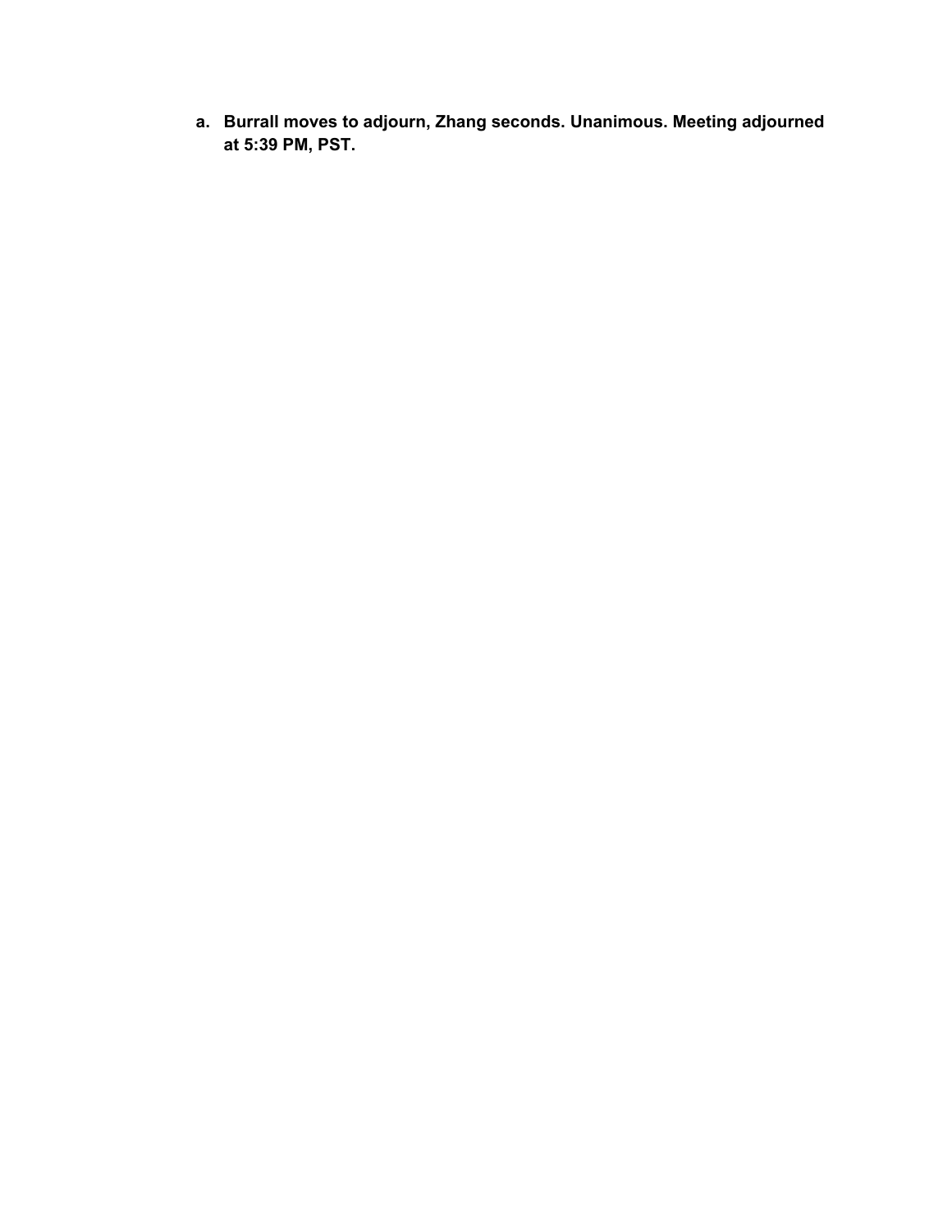a. **Burrall moves to adjourn, Zhang seconds. Unanimous. Meeting adjourned at 5:39 PM, PST.**